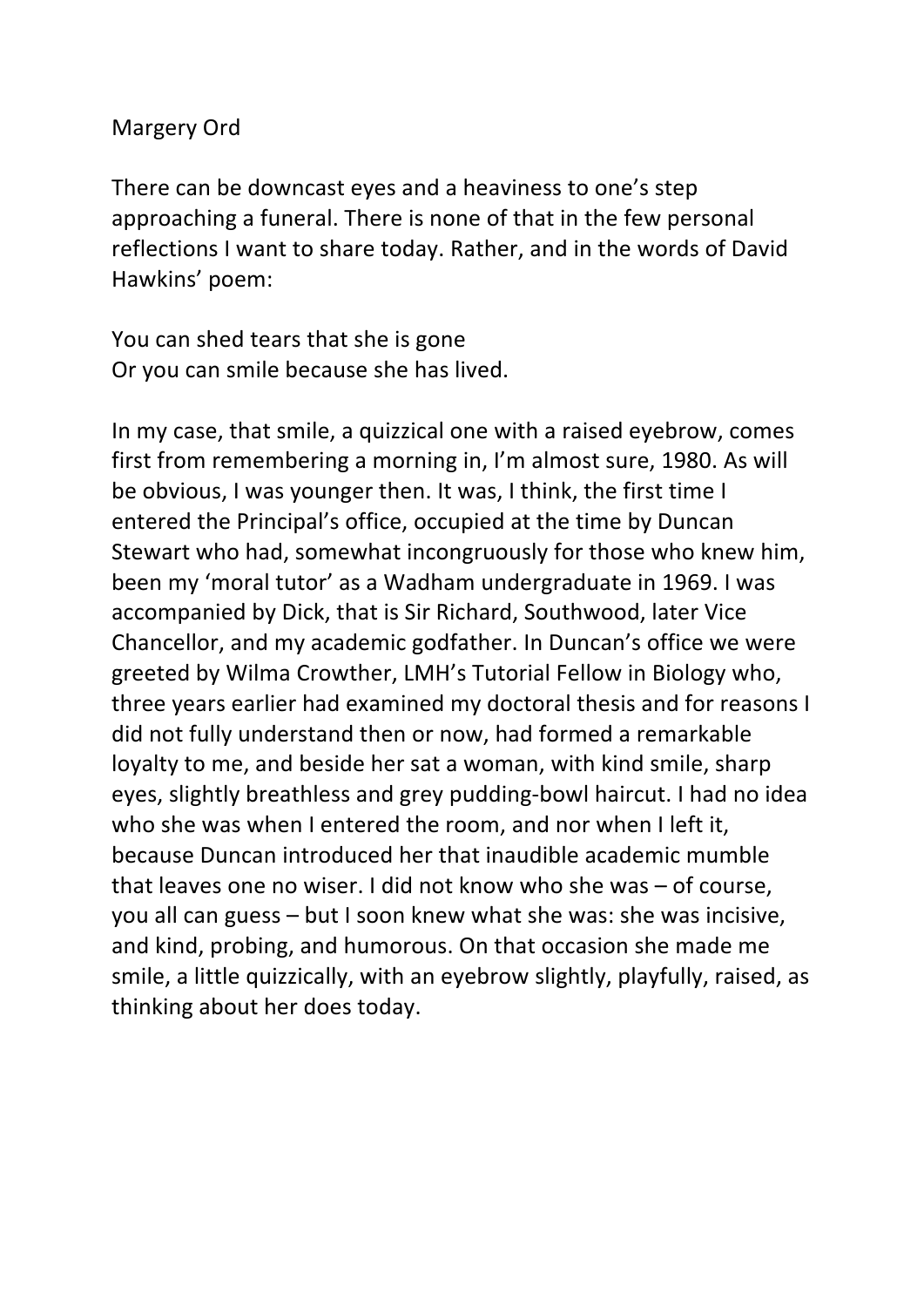# Margery Ord

There can be downcast eyes and a heaviness to one's step approaching a funeral. There is none of that in the few personal reflections I want to share today. Rather, and in the words of David Hawkins' poem:

You can shed tears that she is gone  
Or you can smile because she has lived.

In my case, that smile, a quizzical one with a raised eyebrow, comes first from remembering a morning in, I'm almost sure, 1980. As will be obvious, I was younger then. It was, I think, the first time I entered the Principal's office, occupied at the time by Duncan Stewart who had, somewhat incongruously for those who knew him, been my 'moral tutor' as a Wadham undergraduate in 1969. I was accompanied by Dick, that is Sir Richard, Southwood, later Vice Chancellor, and my academic godfather. In Duncan's office we were greeted by Wilma Crowther, LMH's Tutorial Fellow in Biology who, three years earlier had examined my doctoral thesis and for reasons I did not fully understand then or now, had formed a remarkable loyalty to me, and beside her sat a woman, with kind smile, sharp eyes, slightly breathless and grey pudding-bowl haircut. I had no idea who she was when I entered the room, and nor when I left it, because Duncan introduced her that inaudible academic mumble that leaves one no wiser. I did not know who she was – of course, you all can guess – but I soon knew what she was: she was incisive, and kind, probing, and humorous. On that occasion she made me smile, a little quizzically, with an eyebrow slightly, playfully, raised, as thinking about her does today.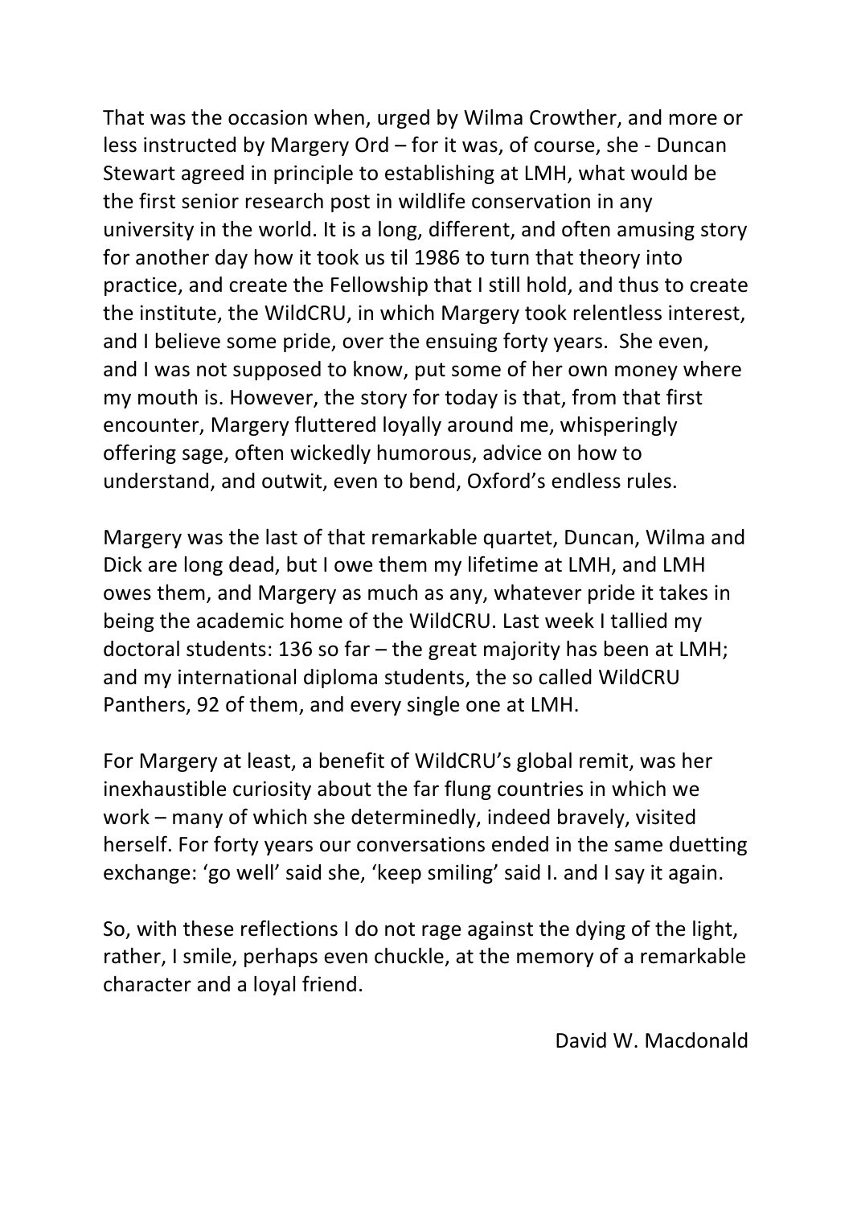That was the occasion when, urged by Wilma Crowther, and more or less instructed by Margery Ord – for it was, of course, she - Duncan Stewart agreed in principle to establishing at LMH, what would be the first senior research post in wildlife conservation in any university in the world. It is a long, different, and often amusing story for another day how it took us til 1986 to turn that theory into practice, and create the Fellowship that I still hold, and thus to create the institute, the WildCRU, in which Margery took relentless interest, and I believe some pride, over the ensuing forty years. She even, and I was not supposed to know, put some of her own money where my mouth is. However, the story for today is that, from that first encounter, Margery fluttered loyally around me, whisperingly offering sage, often wickedly humorous, advice on how to understand, and outwit, even to bend, Oxford's endless rules.

Margery was the last of that remarkable quartet, Duncan, Wilma and Dick are long dead, but I owe them my lifetime at LMH, and LMH owes them, and Margery as much as any, whatever pride it takes in being the academic home of the WildCRU. Last week I tallied my doctoral students: 136 so far – the great majority has been at LMH; and my international diploma students, the so called WildCRU Panthers, 92 of them, and every single one at LMH.

For Margery at least, a benefit of WildCRU's global remit, was her inexhaustible curiosity about the far flung countries in which we work – many of which she determinedly, indeed bravely, visited herself. For forty years our conversations ended in the same duetting exchange: 'go well' said she, 'keep smiling' said I. and I say it again.

So, with these reflections I do not rage against the dying of the light, rather, I smile, perhaps even chuckle, at the memory of a remarkable character and a loyal friend.

David W. Macdonald